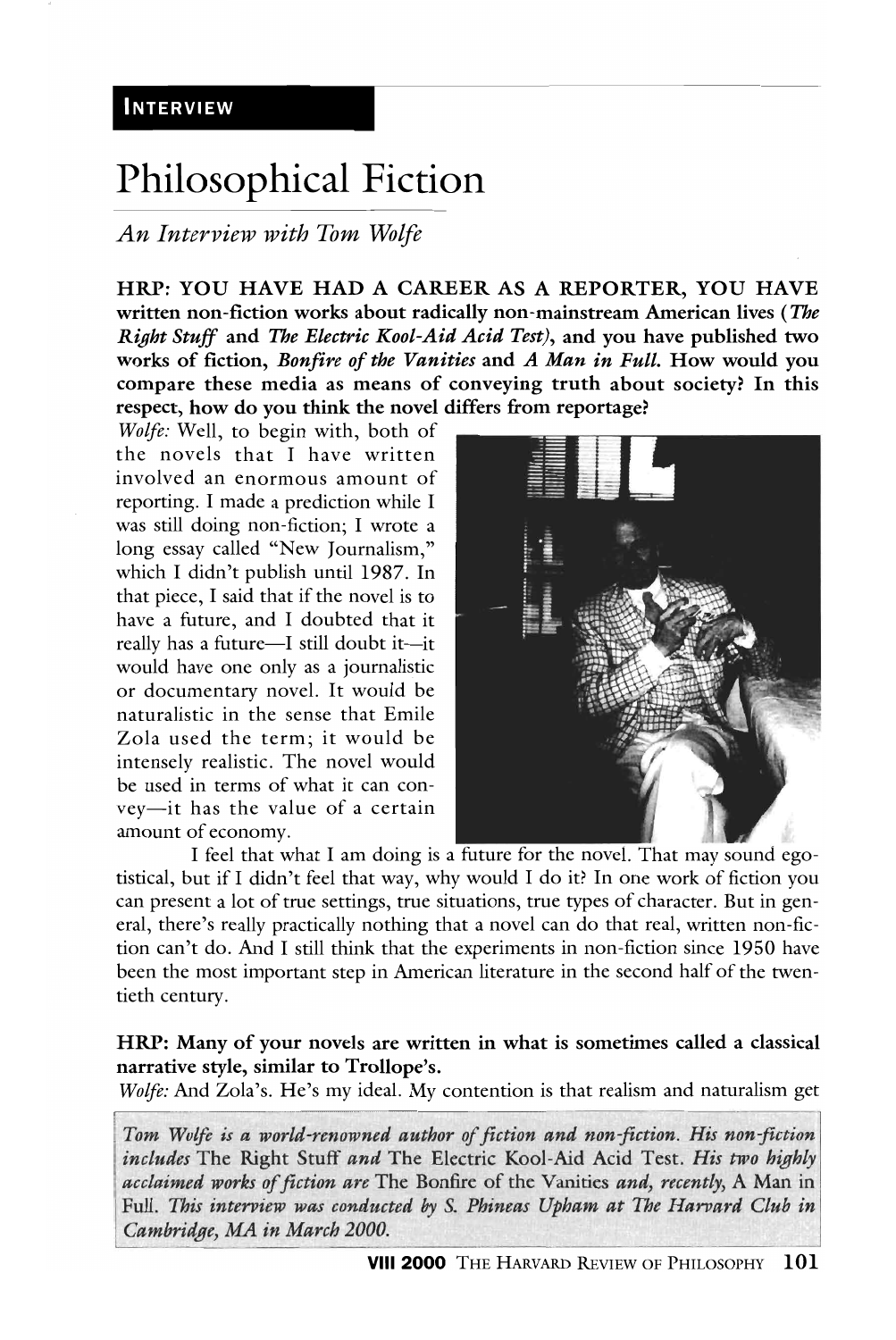INTERVIEW

# Philosophical Fiction

*An Interview with Tom Wolfe*

**HRP: YOU HAVE HAD A CAREER AS A REPORTER, YOU HAVE written non-fiction works about radically non-mainstream American lives (*The Right Stuff* and *The Electric Kool-Aid Acid Test*), and you have published two works of fiction, *Bonfire of the Vanities* and *A Man in Full*. How would you compare these media as means of conveying truth about society? In this respect, how do you think the novel differs from reportage?**

*Wolfe:* Well, to begin with, both of the novels that I have written involved an enormous amount of reporting. I made a prediction while I was still doing non-fiction; I wrote a long essay called "New Journalism," which I didn't publish until 1987. In that piece, I said that if the novel is to have a future, and I doubted that it really has a future—I still doubt it—it would have one only as a journalistic or documentary novel. It would be naturalistic in the sense that Emile Zola used the term; it would be intensely realistic. The novel would be used in terms of what it can convey—it has the value of a certain amount of economy.

I feel that what I am doing is a future for the novel. That may sound egotistical, but if I didn't feel that way, why would I do it? In one work of fiction you can present a lot of true settings, true situations, true types of character. But in general, there's really practically nothing that a novel can do that real, written non-fiction can't do. And I still think that the experiments in non-fiction since 1950 have been the most important step in American literature in the second half of the twentieth century.

**HRP: Many of your novels are written in what is sometimes called a classical narrative style, similar to Trollope's.**

*Wolfe:* And Zola's. He's my ideal. My contention is that realism and naturalism get

*Tom Wolfe is a world-renowned author of fiction and non-fiction. His non-fiction includes* The Right Stuff *and* The Electric Kool-Aid Acid Test. *His two highly acclaimed works of fiction are* The Bonfire of the Vanities *and, recently,* A Man in Full. *This interview was conducted by S. Phineas Upham at The Harvard Club in Cambridge, MA in March 2000.*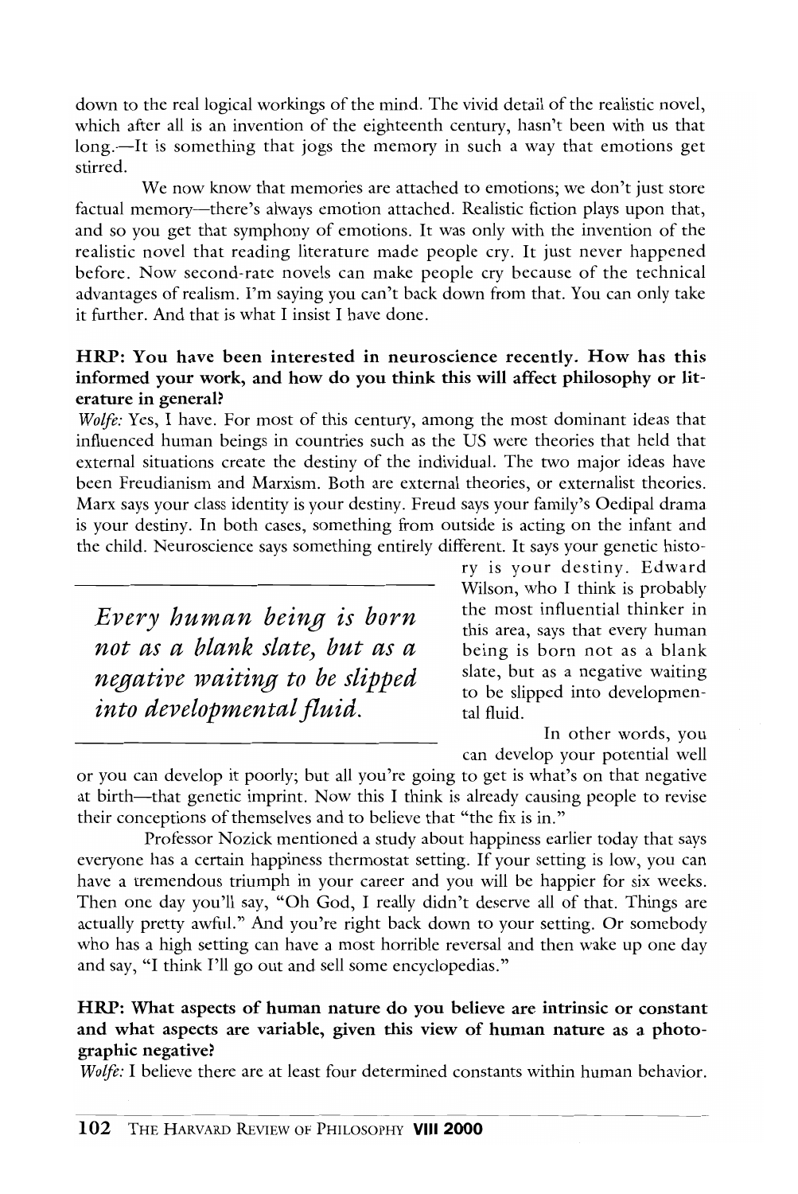down to the real logical workings of the mind. The vivid detail of the realistic novel, which after all is an invention of the eighteenth century, hasn't been with us that long.—It is something that jogs the memory in such a way that emotions get stirred.

We now know that memories are attached to emotions; we don't just store factual memory—there's always emotion attached. Realistic fiction plays upon that, and so you get that symphony of emotions. It was only with the invention of the realistic novel that reading literature made people cry. It just never happened before. Now second-rate novels can make people cry because of the technical advantages of realism. I'm saying you can't back down from that. You can only take it further. And that is what I insist I have done.

**HRP: You have been interested in neuroscience recently. How has this informed your work, and how do you think this will affect philosophy or literature in general?**

*Wolfe:* Yes, I have. For most of this century, among the most dominant ideas that influenced human beings in countries such as the US were theories that held that external situations create the destiny of the individual. The two major ideas have been Freudianism and Marxism. Both are external theories, or externalist theories. Marx says your class identity is your destiny. Freud says your family's Oedipal drama is your destiny. In both cases, something from outside is acting on the infant and the child. Neuroscience says something entirely different. It says your genetic history is your destiny. Edward Wilson, who I think is probably the most influential thinker in this area, says that every human being is born not as a blank slate, but as a negative waiting to be slipped into developmental fluid.

> *Every human being is born not as a blank slate, but as a negative waiting to be slipped into developmental fluid.*

In other words, you can develop your potential well or you can develop it poorly; but all you're going to get is what's on that negative at birth—that genetic imprint. Now this I think is already causing people to revise their conceptions of themselves and to believe that "the fix is in."

Professor Nozick mentioned a study about happiness earlier today that says everyone has a certain happiness thermostat setting. If your setting is low, you can have a tremendous triumph in your career and you will be happier for six weeks. Then one day you'll say, "Oh God, I really didn't deserve all of that. Things are actually pretty awful." And you're right back down to your setting. Or somebody who has a high setting can have a most horrible reversal and then wake up one day and say, "I think I'll go out and sell some encyclopedias."

**HRP: What aspects of human nature do you believe are intrinsic or constant and what aspects are variable, given this view of human nature as a photographic negative?**

*Wolfe:* I believe there are at least four determined constants within human behavior.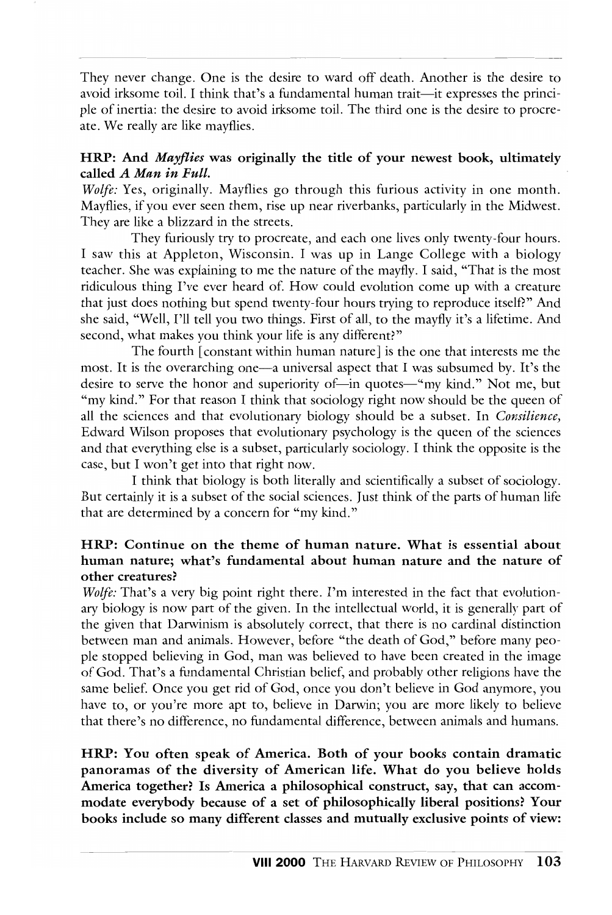They never change. One is the desire to ward off death. Another is the desire to avoid irksome toil. I think that's a fundamental human trait—it expresses the principle of inertia: the desire to avoid irksome toil. The third one is the desire to procreate. We really are like mayflies.

**HRP: And *Mayflies* was originally the title of your newest book, ultimately called *A Man in Full.***

*Wolfe:* Yes, originally. Mayflies go through this furious activity in one month. Mayflies, if you ever seen them, rise up near riverbanks, particularly in the Midwest. They are like a blizzard in the streets.

They furiously try to procreate, and each one lives only twenty-four hours. I saw this at Appleton, Wisconsin. I was up in Lange College with a biology teacher. She was explaining to me the nature of the mayfly. I said, "That is the most ridiculous thing I've ever heard of. How could evolution come up with a creature that just does nothing but spend twenty-four hours trying to reproduce itself?" And she said, "Well, I'll tell you two things. First of all, to the mayfly it's a lifetime. And second, what makes you think your life is any different?"

The fourth [constant within human nature] is the one that interests me the most. It is the overarching one—a universal aspect that I was subsumed by. It's the desire to serve the honor and superiority of—in quotes—"my kind." Not me, but "my kind." For that reason I think that sociology right now should be the queen of all the sciences and that evolutionary biology should be a subset. In *Consilience,* Edward Wilson proposes that evolutionary psychology is the queen of the sciences and that everything else is a subset, particularly sociology. I think the opposite is the case, but I won't get into that right now.

I think that biology is both literally and scientifically a subset of sociology. But certainly it is a subset of the social sciences. Just think of the parts of human life that are determined by a concern for "my kind."

**HRP: Continue on the theme of human nature. What is essential about human nature; what's fundamental about human nature and the nature of other creatures?**

*Wolfe:* That's a very big point right there. I'm interested in the fact that evolutionary biology is now part of the given. In the intellectual world, it is generally part of the given that Darwinism is absolutely correct, that there is no cardinal distinction between man and animals. However, before "the death of God," before many people stopped believing in God, man was believed to have been created in the image of God. That's a fundamental Christian belief, and probably other religions have the same belief. Once you get rid of God, once you don't believe in God anymore, you have to, or you're more apt to, believe in Darwin; you are more likely to believe that there's no difference, no fundamental difference, between animals and humans.

**HRP: You often speak of America. Both of your books contain dramatic panoramas of the diversity of American life. What do you believe holds America together? Is America a philosophical construct, say, that can accommodate everybody because of a set of philosophically liberal positions? Your books include so many different classes and mutually exclusive points of view:**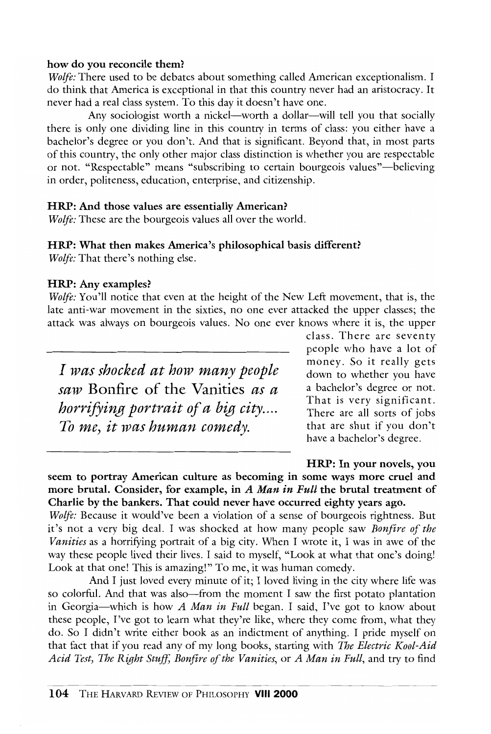**how do you reconcile them?**

*Wolfe:* There used to be debates about something called American exceptionalism. I do think that America is exceptional in that this country never had an aristocracy. It never had a real class system. To this day it doesn't have one.

Any sociologist worth a nickel—worth a dollar—will tell you that socially there is only one dividing line in this country in terms of class: you either have a bachelor's degree or you don't. And that is significant. Beyond that, in most parts of this country, the only other major class distinction is whether you are respectable or not. "Respectable" means "subscribing to certain bourgeois values"—believing in order, politeness, education, enterprise, and citizenship.

**HRP: And those values are essentially American?**

*Wolfe:* These are the bourgeois values all over the world.

**HRP: What then makes America's philosophical basis different?**

*Wolfe:* That there's nothing else.

**HRP: Any examples?**

*Wolfe:* You'll notice that even at the height of the New Left movement, that is, the late anti-war movement in the sixties, no one ever attacked the upper classes; the attack was always on bourgeois values. No one ever knows where it is, the upper class. There are seventy people who have a lot of money. So it really gets down to whether you have a bachelor's degree or not. That is very significant. There are all sorts of jobs that are shut if you don't have a bachelor's degree.

> *I was shocked at how many people saw* Bonfire of the Vanities *as a horrifying portrait of a big city.... To me, it was human comedy.*

**HRP: In your novels, you seem to portray American culture as becoming in some ways more cruel and more brutal. Consider, for example, in *A Man in Full* the brutal treatment of Charlie by the bankers. That could never have occurred eighty years ago.**

*Wolfe:* Because it would've been a violation of a sense of bourgeois rightness. But it's not a very big deal. I was shocked at how many people saw *Bonfire of the Vanities* as a horrifying portrait of a big city. When I wrote it, I was in awe of the way these people lived their lives. I said to myself, "Look at what that one's doing! Look at that one! This is amazing!" To me, it was human comedy.

And I just loved every minute of it; I loved living in the city where life was so colorful. And that was also—from the moment I saw the first potato plantation in Georgia—which is how *A Man in Full* began. I said, I've got to know about these people, I've got to learn what they're like, where they come from, what they do. So I didn't write either book as an indictment of anything. I pride myself on that fact that if you read any of my long books, starting with *The Electric Kool-Aid Acid Test, The Right Stuff, Bonfire of the Vanities,* or *A Man in Full*, and try to find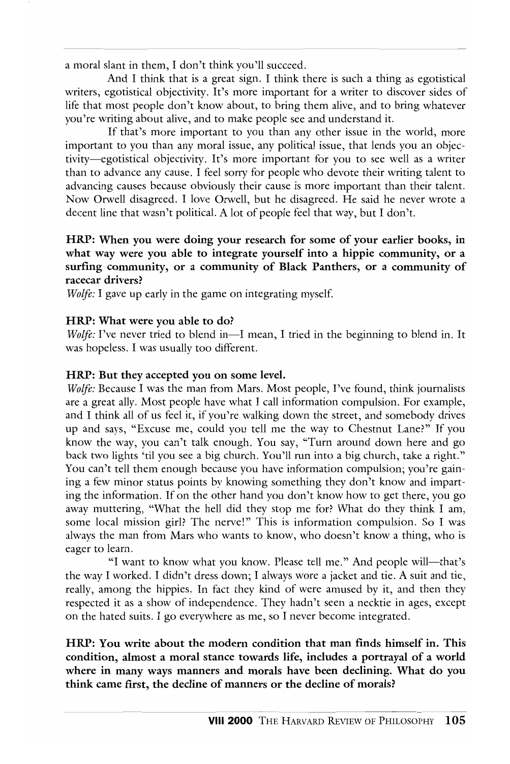a moral slant in them, I don't think you'll succeed.

And I think that is a great sign. I think there is such a thing as egotistical writers, egotistical objectivity. It's more important for a writer to discover sides of life that most people don't know about, to bring them alive, and to bring whatever you're writing about alive, and to make people see and understand it.

If that's more important to you than any other issue in the world, more important to you than any moral issue, any political issue, that lends you an objectivity—egotistical objectivity. It's more important for you to see well as a writer than to advance any cause. I feel sorry for people who devote their writing talent to advancing causes because obviously their cause is more important than their talent. Now Orwell disagreed. I love Orwell, but he disagreed. He said he never wrote a decent line that wasn't political. A lot of people feel that way, but I don't.

**HRP: When you were doing your research for some of your earlier books, in what way were you able to integrate yourself into a hippie community, or a surfing community, or a community of Black Panthers, or a community of racecar drivers?**

*Wolfe:* I gave up early in the game on integrating myself.

**HRP: What were you able to do?**

*Wolfe:* I've never tried to blend in—I mean, I tried in the beginning to blend in. It was hopeless. I was usually too different.

**HRP: But they accepted you on some level.**

*Wolfe:* Because I was the man from Mars. Most people, I've found, think journalists are a great ally. Most people have what I call information compulsion. For example, and I think all of us feel it, if you're walking down the street, and somebody drives up and says, "Excuse me, could you tell me the way to Chestnut Lane?" If you know the way, you can't talk enough. You say, "Turn around down here and go back two lights 'til you see a big church. You'll run into a big church, take a right." You can't tell them enough because you have information compulsion; you're gaining a few minor status points by knowing something they don't know and imparting the information. If on the other hand you don't know how to get there, you go away muttering, "What the hell did they stop me for? What do they think I am, some local mission girl? The nerve!" This is information compulsion. So I was always the man from Mars who wants to know, who doesn't know a thing, who is eager to learn.

"I want to know what you know. Please tell me." And people will—that's the way I worked. I didn't dress down; I always wore a jacket and tie. A suit and tie, really, among the hippies. In fact they kind of were amused by it, and then they respected it as a show of independence. They hadn't seen a necktie in ages, except on the hated suits. I go everywhere as me, so I never become integrated.

**HRP: You write about the modern condition that man finds himself in. This condition, almost a moral stance towards life, includes a portrayal of a world where in many ways manners and morals have been declining. What do you think came first, the decline of manners or the decline of morals?**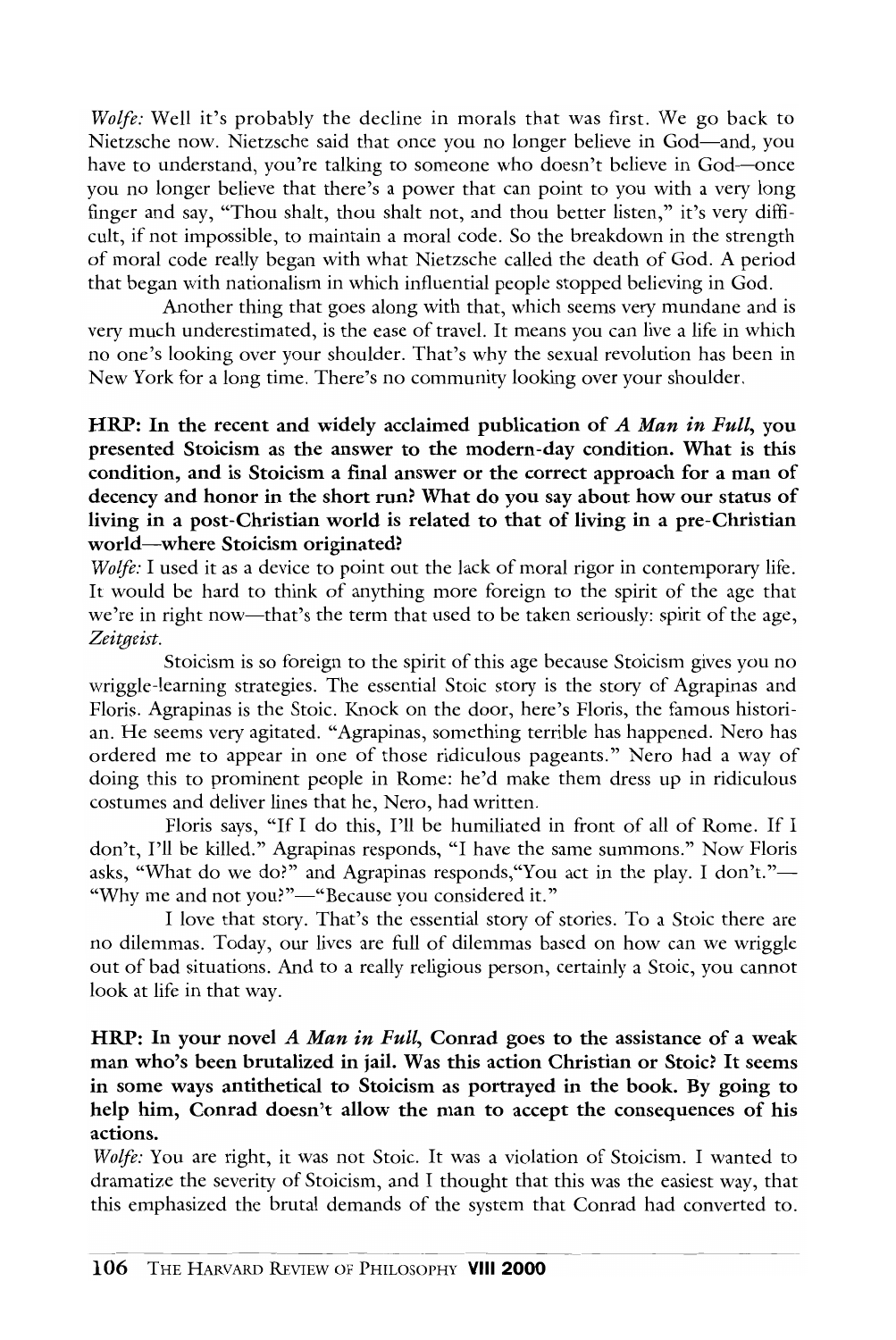*Wolfe:* Well it's probably the decline in morals that was first. We go back to Nietzsche now. Nietzsche said that once you no longer believe in God—and, you have to understand, you're talking to someone who doesn't believe in God—once you no longer believe that there's a power that can point to you with a very long finger and say, "Thou shalt, thou shalt not, and thou better listen," it's very difficult, if not impossible, to maintain a moral code. So the breakdown in the strength of moral code really began with what Nietzsche called the death of God. A period that began with nationalism in which influential people stopped believing in God.

Another thing that goes along with that, which seems very mundane and is very much underestimated, is the ease of travel. It means you can live a life in which no one's looking over your shoulder. That's why the sexual revolution has been in New York for a long time. There's no community looking over your shoulder.

**HRP: In the recent and widely acclaimed publication of *A Man in Full*, you presented Stoicism as the answer to the modern-day condition. What is this condition, and is Stoicism a final answer or the correct approach for a man of decency and honor in the short run? What do you say about how our status of living in a post-Christian world is related to that of living in a pre-Christian world—where Stoicism originated?**

*Wolfe:* I used it as a device to point out the lack of moral rigor in contemporary life. It would be hard to think of anything more foreign to the spirit of the age that we're in right now—that's the term that used to be taken seriously: spirit of the age, *Zeitgeist*.

Stoicism is so foreign to the spirit of this age because Stoicism gives you no wriggle-learning strategies. The essential Stoic story is the story of Agrapinas and Floris. Agrapinas is the Stoic. Knock on the door, here's Floris, the famous historian. He seems very agitated. "Agrapinas, something terrible has happened. Nero has ordered me to appear in one of those ridiculous pageants." Nero had a way of doing this to prominent people in Rome: he'd make them dress up in ridiculous costumes and deliver lines that he, Nero, had written.

Floris says, "If I do this, I'll be humiliated in front of all of Rome. If I don't, I'll be killed." Agrapinas responds, "I have the same summons." Now Floris asks, "What do we do?" and Agrapinas responds,"You act in the play. I don't."—"Why me and not you?"—"Because you considered it."

I love that story. That's the essential story of stories. To a Stoic there are no dilemmas. Today, our lives are full of dilemmas based on how can we wriggle out of bad situations. And to a really religious person, certainly a Stoic, you cannot look at life in that way.

**HRP: In your novel *A Man in Full*, Conrad goes to the assistance of a weak man who's been brutalized in jail. Was this action Christian or Stoic? It seems in some ways antithetical to Stoicism as portrayed in the book. By going to help him, Conrad doesn't allow the man to accept the consequences of his actions.**

*Wolfe:* You are right, it was not Stoic. It was a violation of Stoicism. I wanted to dramatize the severity of Stoicism, and I thought that this was the easiest way, that this emphasized the brutal demands of the system that Conrad had converted to.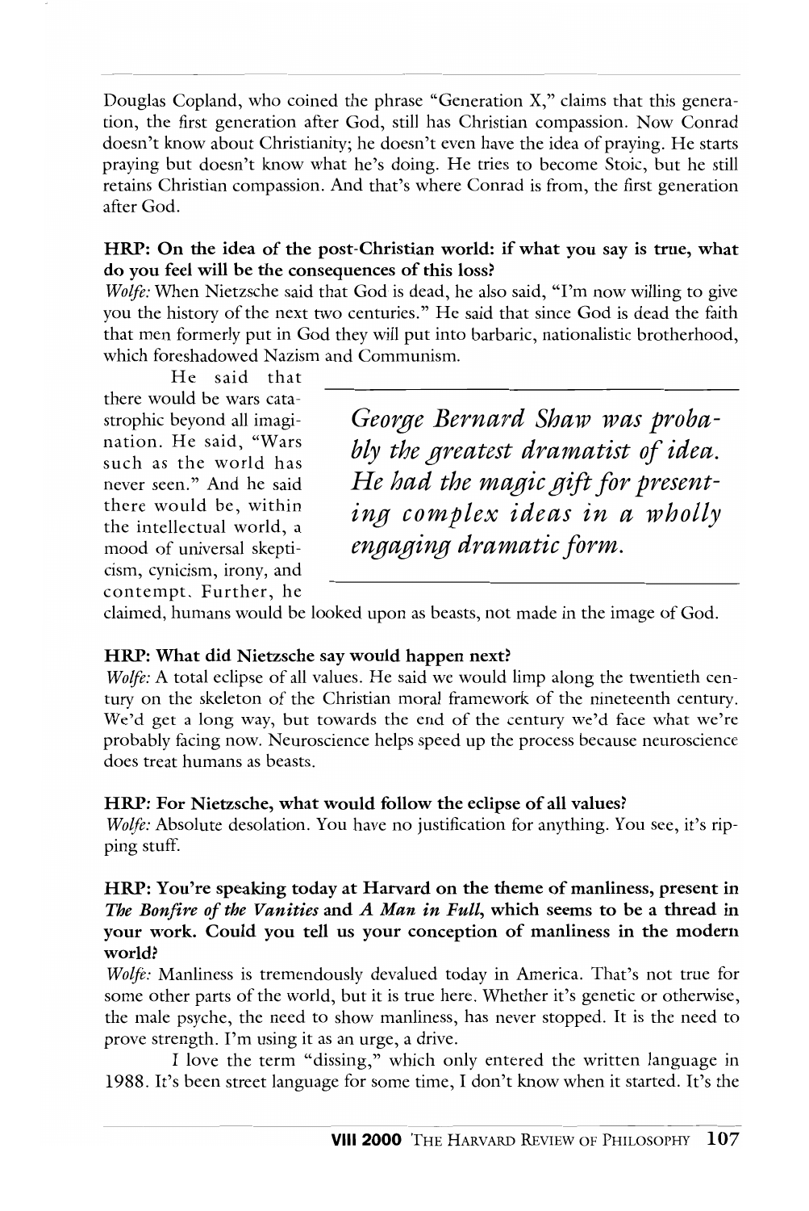Douglas Copland, who coined the phrase "Generation X," claims that this generation, the first generation after God, still has Christian compassion. Now Conrad doesn't know about Christianity; he doesn't even have the idea of praying. He starts praying but doesn't know what he's doing. He tries to become Stoic, but he still retains Christian compassion. And that's where Conrad is from, the first generation after God.

**HRP: On the idea of the post-Christian world: if what you say is true, what do you feel will be the consequences of this loss?**

*Wolfe:* When Nietzsche said that God is dead, he also said, "I'm now willing to give you the history of the next two centuries." He said that since God is dead the faith that men formerly put in God they will put into barbaric, nationalistic brotherhood, which foreshadowed Nazism and Communism.

He said that there would be wars catastrophic beyond all imagination. He said, "Wars such as the world has never seen." And he said there would be, within the intellectual world, a mood of universal skepticism, cynicism, irony, and contempt. Further, he claimed, humans would be looked upon as beasts, not made in the image of God.

> *George Bernard Shaw was probably the greatest dramatist of idea. He had the magic gift for presenting complex ideas in a wholly engaging dramatic form.*

**HRP: What did Nietzsche say would happen next?**

*Wolfe:* A total eclipse of all values. He said we would limp along the twentieth century on the skeleton of the Christian moral framework of the nineteenth century. We'd get a long way, but towards the end of the century we'd face what we're probably facing now. Neuroscience helps speed up the process because neuroscience does treat humans as beasts.

**HRP: For Nietzsche, what would follow the eclipse of all values?**

*Wolfe:* Absolute desolation. You have no justification for anything. You see, it's ripping stuff.

**HRP: You're speaking today at Harvard on the theme of manliness, present in *The Bonfire of the Vanities* and *A Man in Full*, which seems to be a thread in your work. Could you tell us your conception of manliness in the modern world?**

*Wolfe:* Manliness is tremendously devalued today in America. That's not true for some other parts of the world, but it is true here. Whether it's genetic or otherwise, the male psyche, the need to show manliness, has never stopped. It is the need to prove strength. I'm using it as an urge, a drive.

I love the term "dissing," which only entered the written language in 1988. It's been street language for some time, I don't know when it started. It's the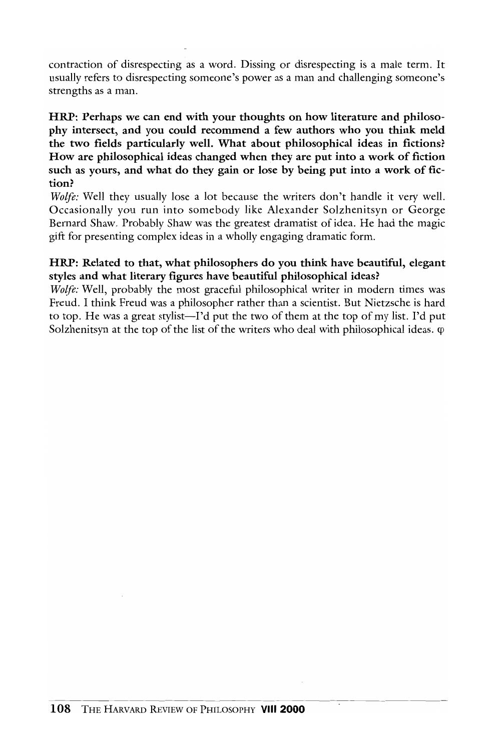contraction of disrespecting as a word. Dissing or disrespecting is a male term. It usually refers to disrespecting someone's power as a man and challenging someone's strengths as a man.

**HRP: Perhaps we can end with your thoughts on how literature and philosophy intersect, and you could recommend a few authors who you think meld the two fields particularly well. What about philosophical ideas in fictions? How are philosophical ideas changed when they are put into a work of fiction such as yours, and what do they gain or lose by being put into a work of fiction?**

*Wolfe:* Well they usually lose a lot because the writers don't handle it very well. Occasionally you run into somebody like Alexander Solzhenitsyn or George Bernard Shaw. Probably Shaw was the greatest dramatist of idea. He had the magic gift for presenting complex ideas in a wholly engaging dramatic form.

**HRP: Related to that, what philosophers do you think have beautiful, elegant styles and what literary figures have beautiful philosophical ideas?**

*Wolfe:* Well, probably the most graceful philosophical writer in modern times was Freud. I think Freud was a philosopher rather than a scientist. But Nietzsche is hard to top. He was a great stylist—I'd put the two of them at the top of my list. I'd put Solzhenitsyn at the top of the list of the writers who deal with philosophical ideas. φ